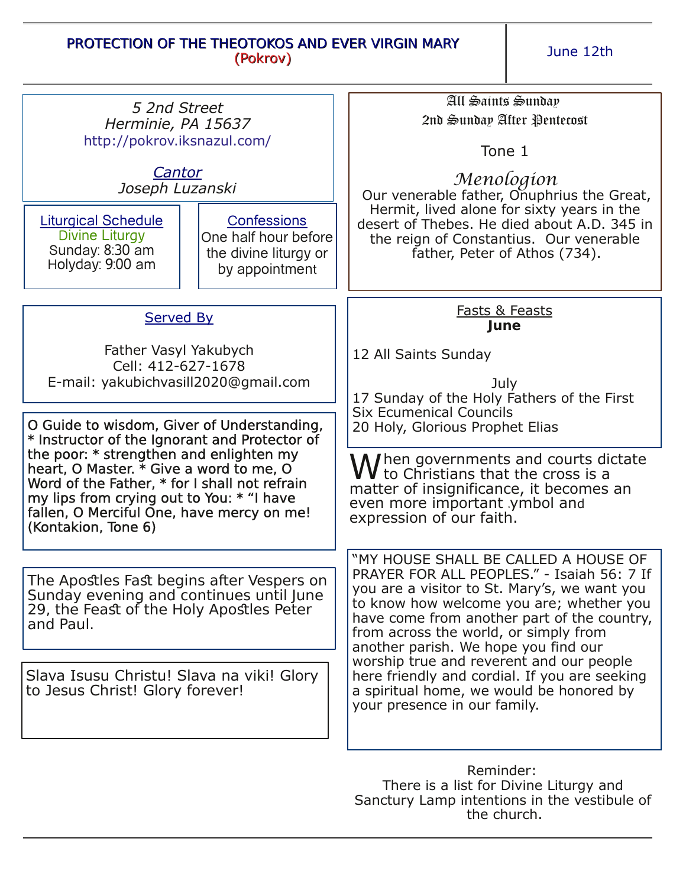# PROTECTION OF THE THEOTOKOS AND EVER VIRGIN MARY
## (Pokrov)

June 12th

*5 2nd Street*
*Herminie, PA 15637*
http://pokrov.iksnazul.com/

*Cantor*
*Joseph Luzanski*

**Liturgical Schedule**
Divine Liturgy
Sunday: 8:30 am
Holyday: 9:00 am

**Confessions**
One half hour before the divine liturgy or by appointment

**Served By**

Father Vasyl Yakubych
Cell: 412-627-1678
E-mail: yakubichvasill2020@gmail.com

O Guide to wisdom, Giver of Understanding, * Instructor of the Ignorant and Protector of the poor: * strengthen and enlighten my heart, O Master. * Give a word to me, O Word of the Father, * for I shall not refrain my lips from crying out to You: * "I have fallen, O Merciful One, have mercy on me! (Kontakion, Tone 6)

The Apostles Fast begins after Vespers on Sunday evening and continues until June 29, the Feast of the Holy Apostles Peter and Paul.

Slava Isusu Christu! Slava na viki! Glory to Jesus Christ! Glory forever!

**All Saints Sunday**
**2nd Sunday After Pentecost**

Tone 1

*Menologion*
Our venerable father, Onuphrius the Great, Hermit, lived alone for sixty years in the desert of Thebes. He died about A.D. 345 in the reign of Constantius. Our venerable father, Peter of Athos (734).

**Fasts & Feasts**
**June**

12 All Saints Sunday

July
17 Sunday of the Holy Fathers of the First Six Ecumenical Councils
20 Holy, Glorious Prophet Elias

When governments and courts dictate to Christians that the cross is a matter of insignificance, it becomes an even more important symbol and expression of our faith.

"MY HOUSE SHALL BE CALLED A HOUSE OF PRAYER FOR ALL PEOPLES." - Isaiah 56: 7 If you are a visitor to St. Mary's, we want you to know how welcome you are; whether you have come from another part of the country, from across the world, or simply from another parish. We hope you find our worship true and reverent and our people here friendly and cordial. If you are seeking a spiritual home, we would be honored by your presence in our family.

Reminder:
There is a list for Divine Liturgy and Sanctury Lamp intentions in the vestibule of the church.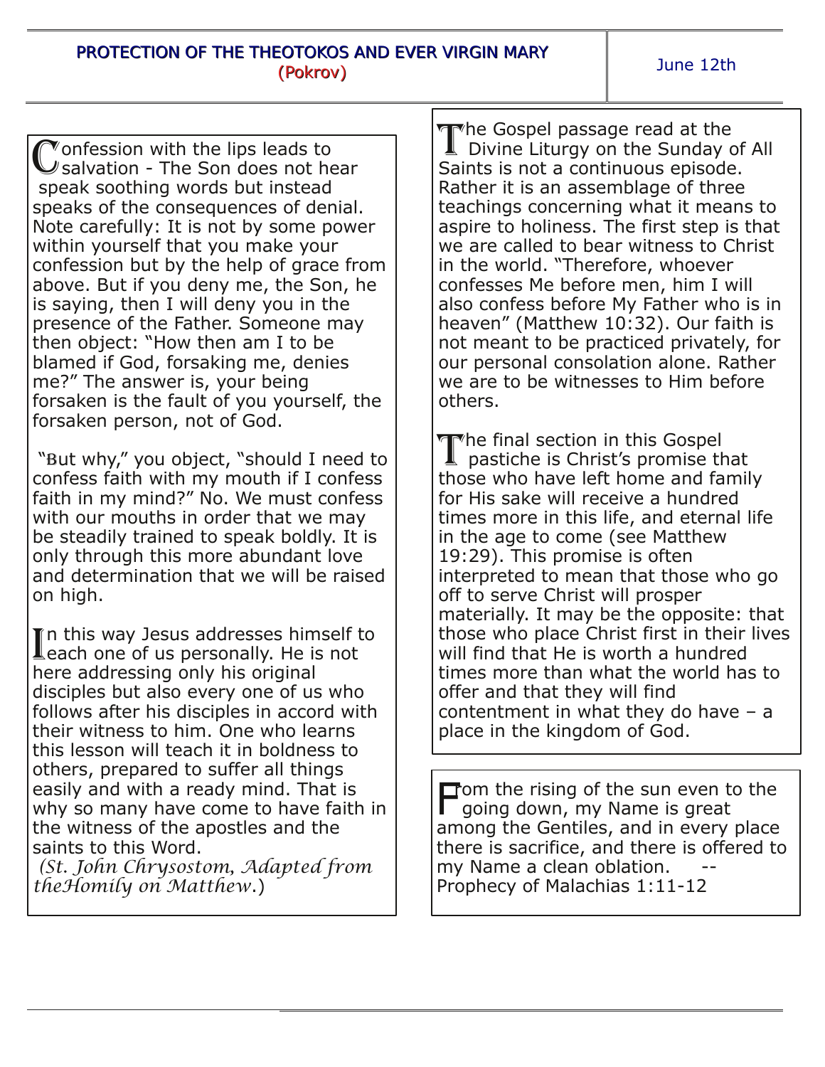## PROTECTION OF THE THEOTOKOS AND EVER VIRGIN MARY (Pokrov)

June 12th

Confession with the lips leads to salvation - The Son does not hear speak soothing words but instead speaks of the consequences of denial. Note carefully: It is not by some power within yourself that you make your confession but by the help of grace from above. But if you deny me, the Son, he is saying, then I will deny you in the presence of the Father. Someone may then object: "How then am I to be blamed if God, forsaking me, denies me?" The answer is, your being forsaken is the fault of you yourself, the forsaken person, not of God.

"But why," you object, "should I need to confess faith with my mouth if I confess faith in my mind?" No. We must confess with our mouths in order that we may be steadily trained to speak boldly. It is only through this more abundant love and determination that we will be raised on high.

In this way Jesus addresses himself to each one of us personally. He is not here addressing only his original disciples but also every one of us who follows after his disciples in accord with their witness to him. One who learns this lesson will teach it in boldness to others, prepared to suffer all things easily and with a ready mind. That is why so many have come to have faith in the witness of the apostles and the saints to this Word.

*(St. John Chrysostom, Adapted from theHomily on Matthew.)*

The Gospel passage read at the Divine Liturgy on the Sunday of All Saints is not a continuous episode. Rather it is an assemblage of three teachings concerning what it means to aspire to holiness. The first step is that we are called to bear witness to Christ in the world. "Therefore, whoever confesses Me before men, him I will also confess before My Father who is in heaven" (Matthew 10:32). Our faith is not meant to be practiced privately, for our personal consolation alone. Rather we are to be witnesses to Him before others.

The final section in this Gospel pastiche is Christ's promise that those who have left home and family for His sake will receive a hundred times more in this life, and eternal life in the age to come (see Matthew 19:29). This promise is often interpreted to mean that those who go off to serve Christ will prosper materially. It may be the opposite: that those who place Christ first in their lives will find that He is worth a hundred times more than what the world has to offer and that they will find contentment in what they do have – a place in the kingdom of God.

From the rising of the sun even to the going down, my Name is great among the Gentiles, and in every place there is sacrifice, and there is offered to my Name a clean oblation. -- Prophecy of Malachias 1:11-12